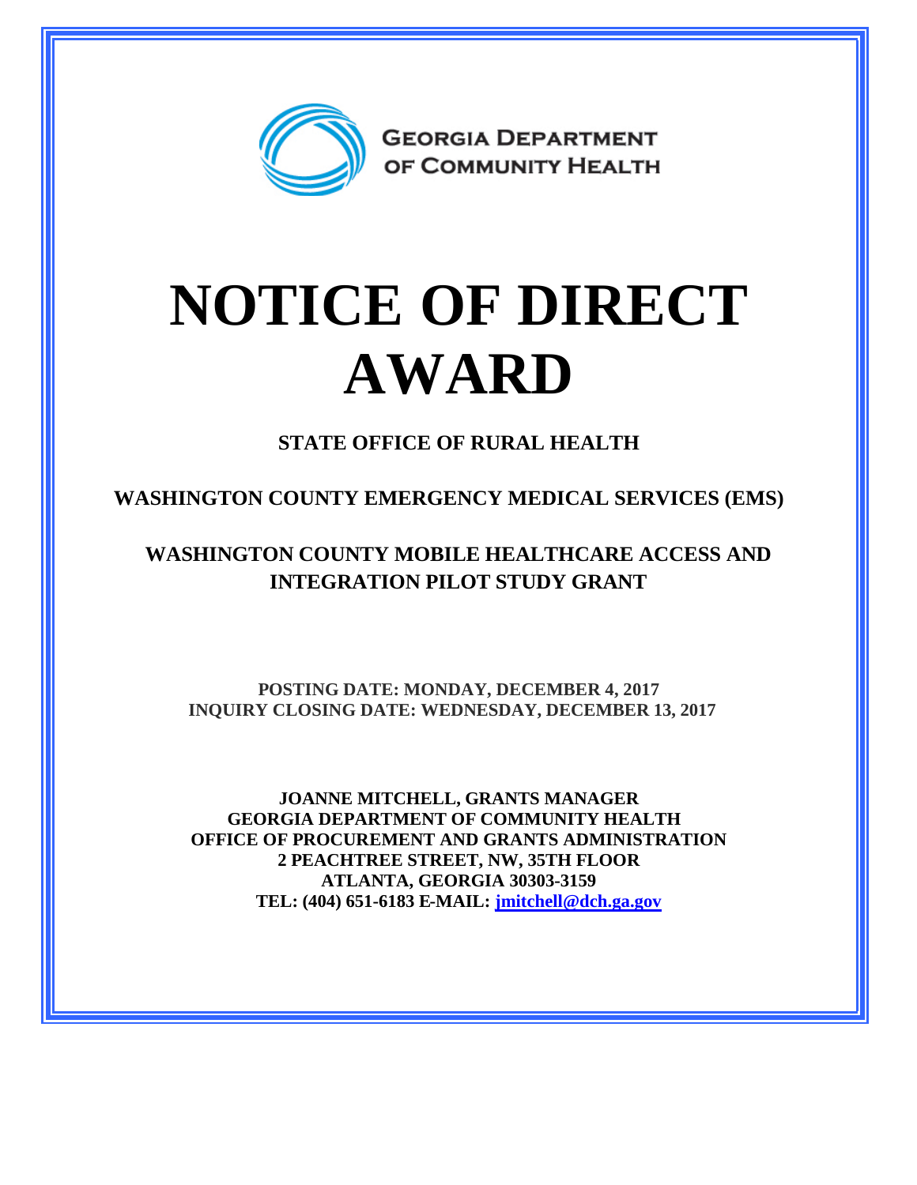GEORGIA DEPARTMENT OF COMMUNITY HEALTH

# NOTICE OF DIRECT AWARD

## STATE OFFICE OF RURAL HEALTH

## WASHINGTON COUNTY EMERGENCY MEDICAL SERVICES (EMS)

## WASHINGTON COUNTY MOBILE HEALTHCARE ACCESS AND INTEGRATION PILOT STUDY GRANT

**POSTING DATE: MONDAY, DECEMBER 4, 2017**
**INQUIRY CLOSING DATE: WEDNESDAY, DECEMBER 13, 2017**

**JOANNE MITCHELL, GRANTS MANAGER**
**GEORGIA DEPARTMENT OF COMMUNITY HEALTH**
**OFFICE OF PROCUREMENT AND GRANTS ADMINISTRATION**
**2 PEACHTREE STREET, NW, 35TH FLOOR**
**ATLANTA, GEORGIA 30303-3159**
**TEL: (404) 651-6183 E-MAIL: jmitchell@dch.ga.gov**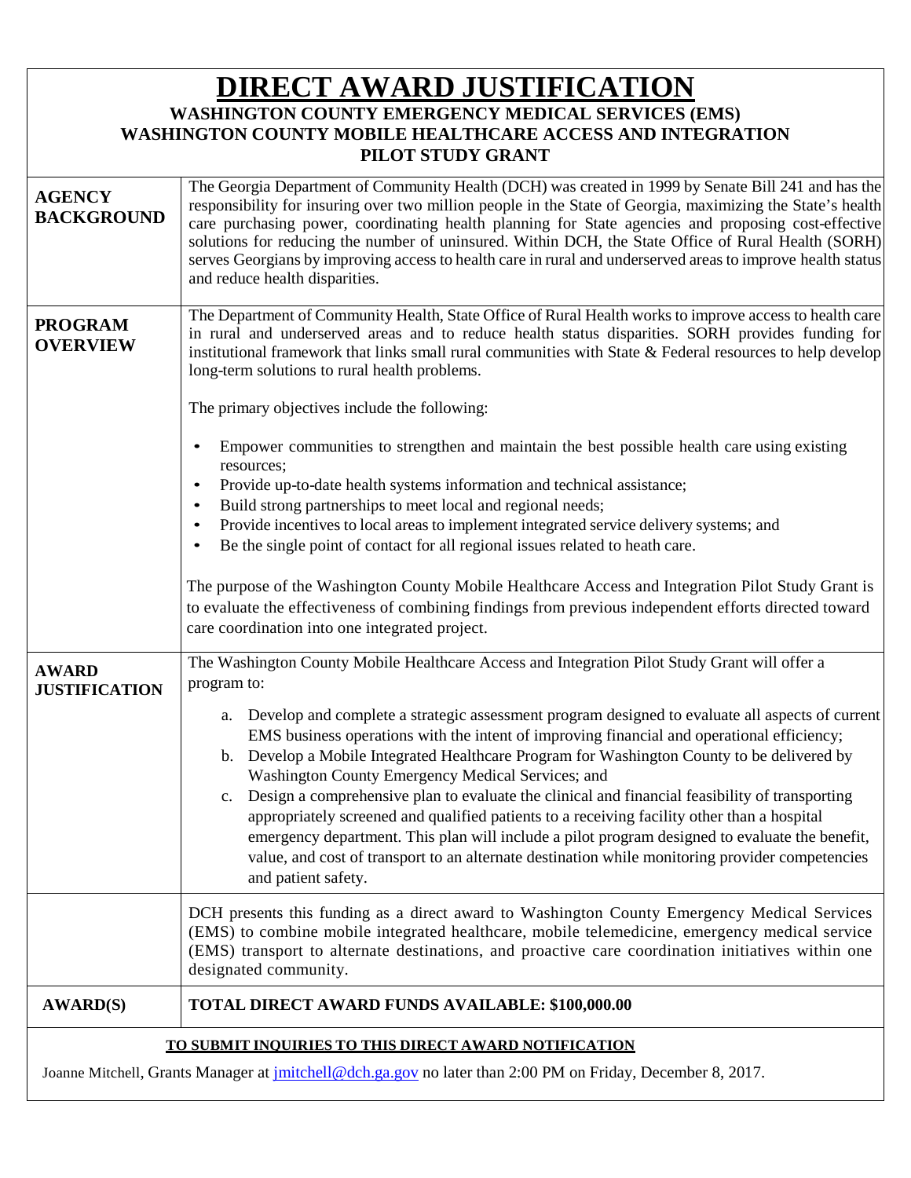# DIRECT AWARD JUSTIFICATION

## WASHINGTON COUNTY EMERGENCY MEDICAL SERVICES (EMS)
## WASHINGTON COUNTY MOBILE HEALTHCARE ACCESS AND INTEGRATION PILOT STUDY GRANT

| | |
|---|---|
| **AGENCY BACKGROUND** | The Georgia Department of Community Health (DCH) was created in 1999 by Senate Bill 241 and has the responsibility for insuring over two million people in the State of Georgia, maximizing the State's health care purchasing power, coordinating health planning for State agencies and proposing cost-effective solutions for reducing the number of uninsured. Within DCH, the State Office of Rural Health (SORH) serves Georgians by improving access to health care in rural and underserved areas to improve health status and reduce health disparities. |
| **PROGRAM OVERVIEW** | The Department of Community Health, State Office of Rural Health works to improve access to health care in rural and underserved areas and to reduce health status disparities. SORH provides funding for institutional framework that links small rural communities with State & Federal resources to help develop long-term solutions to rural health problems.<br><br>The primary objectives include the following:<br><br>• Empower communities to strengthen and maintain the best possible health care using existing resources;<br>• Provide up-to-date health systems information and technical assistance;<br>• Build strong partnerships to meet local and regional needs;<br>• Provide incentives to local areas to implement integrated service delivery systems; and<br>• Be the single point of contact for all regional issues related to heath care.<br><br>The purpose of the Washington County Mobile Healthcare Access and Integration Pilot Study Grant is to evaluate the effectiveness of combining findings from previous independent efforts directed toward care coordination into one integrated project. |
| **AWARD JUSTIFICATION** | The Washington County Mobile Healthcare Access and Integration Pilot Study Grant will offer a program to:<br><br>a. Develop and complete a strategic assessment program designed to evaluate all aspects of current EMS business operations with the intent of improving financial and operational efficiency;<br>b. Develop a Mobile Integrated Healthcare Program for Washington County to be delivered by Washington County Emergency Medical Services; and<br>c. Design a comprehensive plan to evaluate the clinical and financial feasibility of transporting appropriately screened and qualified patients to a receiving facility other than a hospital emergency department. This plan will include a pilot program designed to evaluate the benefit, value, and cost of transport to an alternate destination while monitoring provider competencies and patient safety. |
| | DCH presents this funding as a direct award to Washington County Emergency Medical Services (EMS) to combine mobile integrated healthcare, mobile telemedicine, emergency medical service (EMS) transport to alternate destinations, and proactive care coordination initiatives within one designated community. |
| **AWARD(S)** | **TOTAL DIRECT AWARD FUNDS AVAILABLE: $100,000.00** |

**TO SUBMIT INQUIRIES TO THIS DIRECT AWARD NOTIFICATION**

Joanne Mitchell, Grants Manager at jmitchell@dch.ga.gov no later than 2:00 PM on Friday, December 8, 2017.